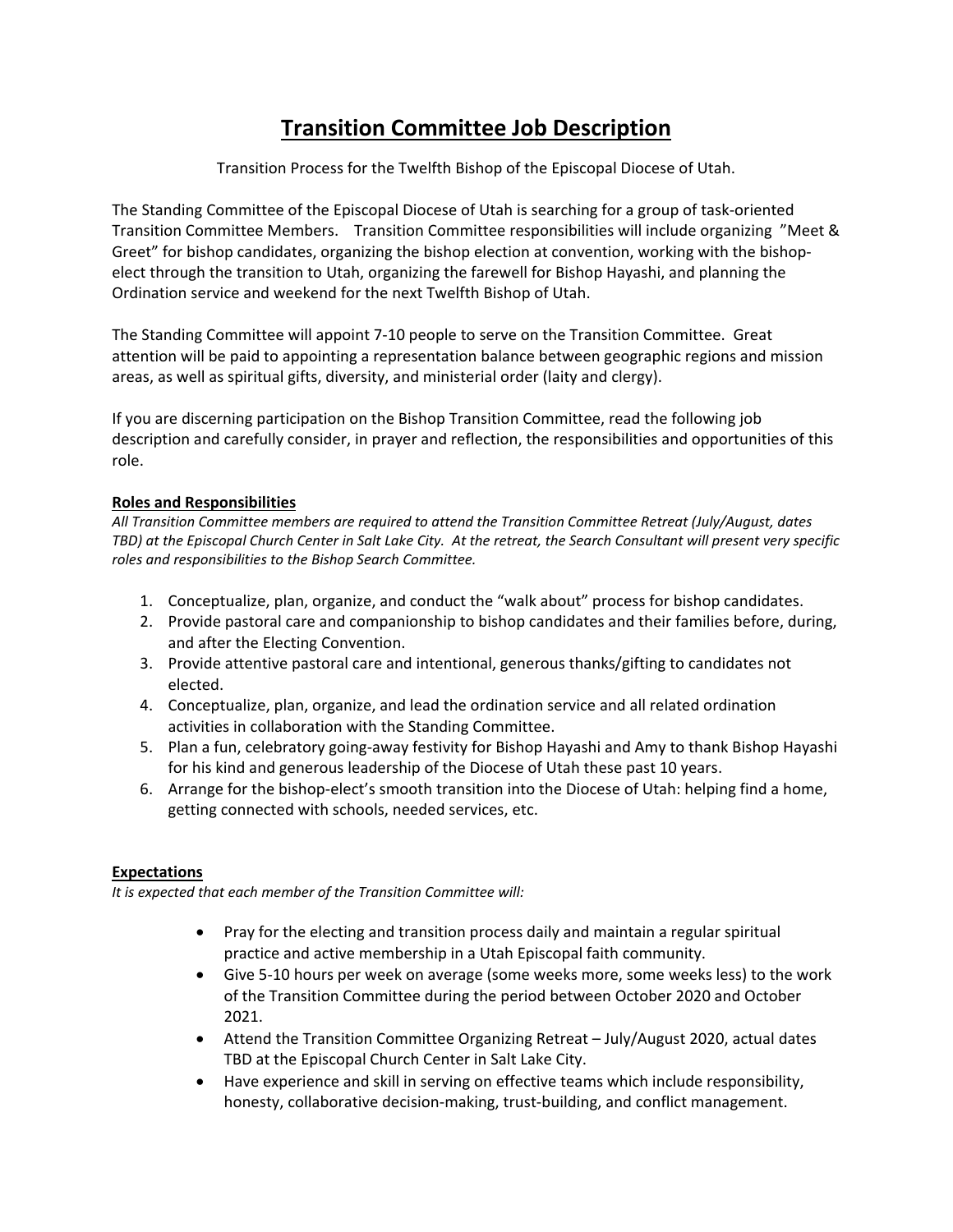# Transition Committee Job Description

Transition Process for the Twelfth Bishop of the Episcopal Diocese of Utah.

The Standing Committee of the Episcopal Diocese of Utah is searching for a group of task-oriented Transition Committee Members. Transition Committee responsibilities will include organizing "Meet & Greet" for bishop candidates, organizing the bishop election at convention, working with the bishop-elect through the transition to Utah, organizing the farewell for Bishop Hayashi, and planning the Ordination service and weekend for the next Twelfth Bishop of Utah.

The Standing Committee will appoint 7-10 people to serve on the Transition Committee. Great attention will be paid to appointing a representation balance between geographic regions and mission areas, as well as spiritual gifts, diversity, and ministerial order (laity and clergy).

If you are discerning participation on the Bishop Transition Committee, read the following job description and carefully consider, in prayer and reflection, the responsibilities and opportunities of this role.

## Roles and Responsibilities

*All Transition Committee members are required to attend the Transition Committee Retreat (July/August, dates TBD) at the Episcopal Church Center in Salt Lake City. At the retreat, the Search Consultant will present very specific roles and responsibilities to the Bishop Search Committee.*

1. Conceptualize, plan, organize, and conduct the "walk about" process for bishop candidates.
2. Provide pastoral care and companionship to bishop candidates and their families before, during, and after the Electing Convention.
3. Provide attentive pastoral care and intentional, generous thanks/gifting to candidates not elected.
4. Conceptualize, plan, organize, and lead the ordination service and all related ordination activities in collaboration with the Standing Committee.
5. Plan a fun, celebratory going-away festivity for Bishop Hayashi and Amy to thank Bishop Hayashi for his kind and generous leadership of the Diocese of Utah these past 10 years.
6. Arrange for the bishop-elect's smooth transition into the Diocese of Utah: helping find a home, getting connected with schools, needed services, etc.

## Expectations

*It is expected that each member of the Transition Committee will:*

- Pray for the electing and transition process daily and maintain a regular spiritual practice and active membership in a Utah Episcopal faith community.
- Give 5-10 hours per week on average (some weeks more, some weeks less) to the work of the Transition Committee during the period between October 2020 and October 2021.
- Attend the Transition Committee Organizing Retreat – July/August 2020, actual dates TBD at the Episcopal Church Center in Salt Lake City.
- Have experience and skill in serving on effective teams which include responsibility, honesty, collaborative decision-making, trust-building, and conflict management.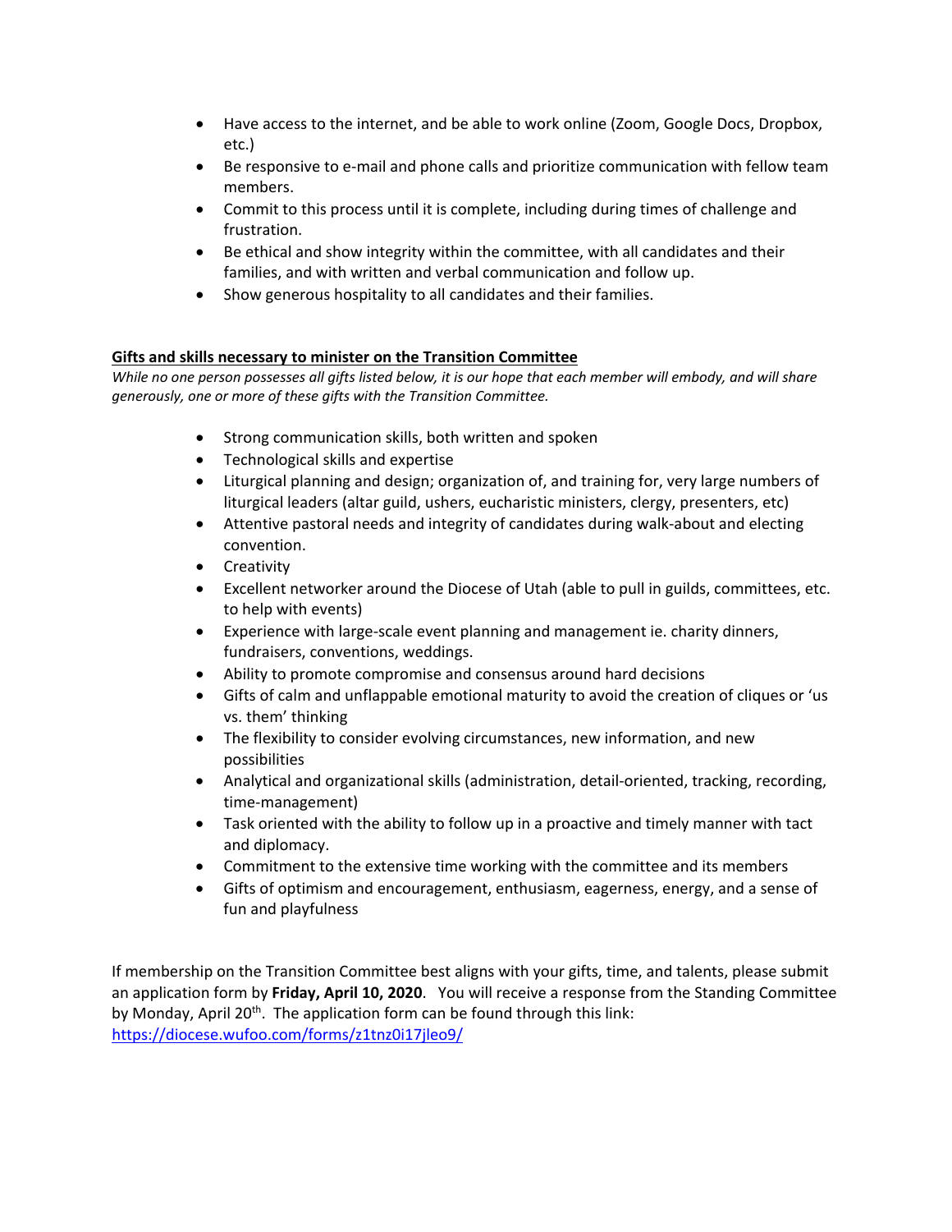- Have access to the internet, and be able to work online (Zoom, Google Docs, Dropbox, etc.)
- Be responsive to e-mail and phone calls and prioritize communication with fellow team members.
- Commit to this process until it is complete, including during times of challenge and frustration.
- Be ethical and show integrity within the committee, with all candidates and their families, and with written and verbal communication and follow up.
- Show generous hospitality to all candidates and their families.

**Gifts and skills necessary to minister on the Transition Committee**

*While no one person possesses all gifts listed below, it is our hope that each member will embody, and will share generously, one or more of these gifts with the Transition Committee.*

- Strong communication skills, both written and spoken
- Technological skills and expertise
- Liturgical planning and design; organization of, and training for, very large numbers of liturgical leaders (altar guild, ushers, eucharistic ministers, clergy, presenters, etc)
- Attentive pastoral needs and integrity of candidates during walk-about and electing convention.
- Creativity
- Excellent networker around the Diocese of Utah (able to pull in guilds, committees, etc. to help with events)
- Experience with large-scale event planning and management ie. charity dinners, fundraisers, conventions, weddings.
- Ability to promote compromise and consensus around hard decisions
- Gifts of calm and unflappable emotional maturity to avoid the creation of cliques or 'us vs. them' thinking
- The flexibility to consider evolving circumstances, new information, and new possibilities
- Analytical and organizational skills (administration, detail-oriented, tracking, recording, time-management)
- Task oriented with the ability to follow up in a proactive and timely manner with tact and diplomacy.
- Commitment to the extensive time working with the committee and its members
- Gifts of optimism and encouragement, enthusiasm, eagerness, energy, and a sense of fun and playfulness

If membership on the Transition Committee best aligns with your gifts, time, and talents, please submit an application form by **Friday, April 10, 2020**. You will receive a response from the Standing Committee by Monday, April 20th. The application form can be found through this link: https://diocese.wufoo.com/forms/z1tnz0i17jleo9/